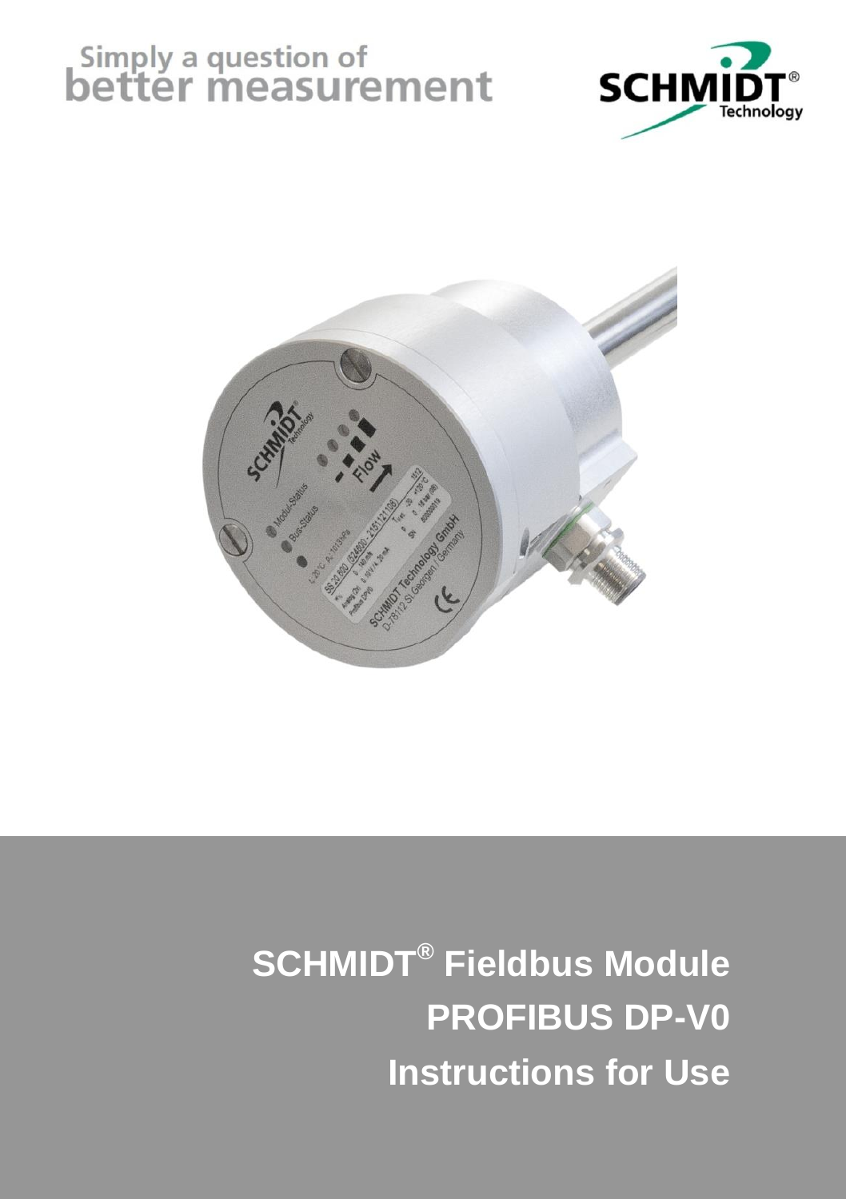Simply a question of
better measurement

SCHMIDT® Technology

# SCHMIDT® Fieldbus Module
# PROFIBUS DP-V0
# Instructions for Use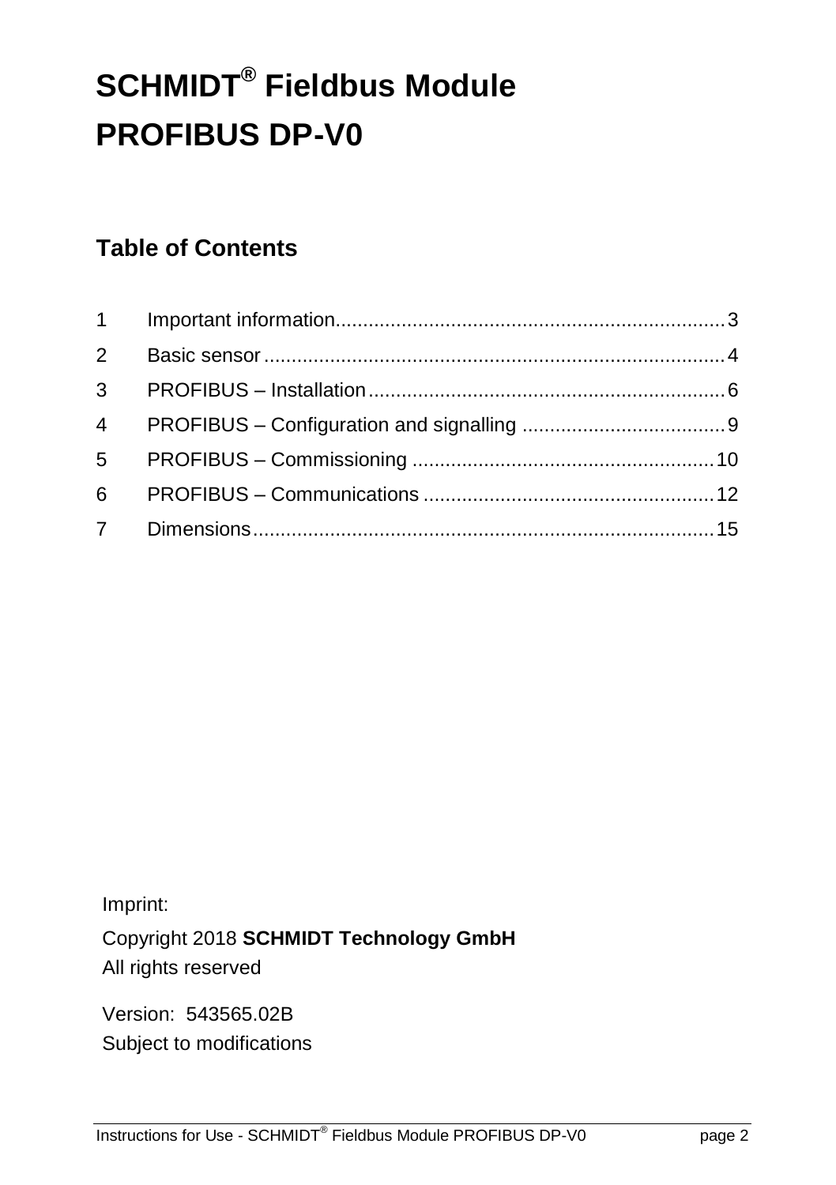# SCHMIDT® Fieldbus Module PROFIBUS DP-V0

## Table of Contents

1 Important information....................3
2 Basic sensor....................4
3 PROFIBUS – Installation....................6
4 PROFIBUS – Configuration and signalling....................9
5 PROFIBUS – Commissioning....................10
6 PROFIBUS – Communications....................12
7 Dimensions....................15

Imprint:

Copyright 2018 **SCHMIDT Technology GmbH**
All rights reserved

Version: 543565.02B
Subject to modifications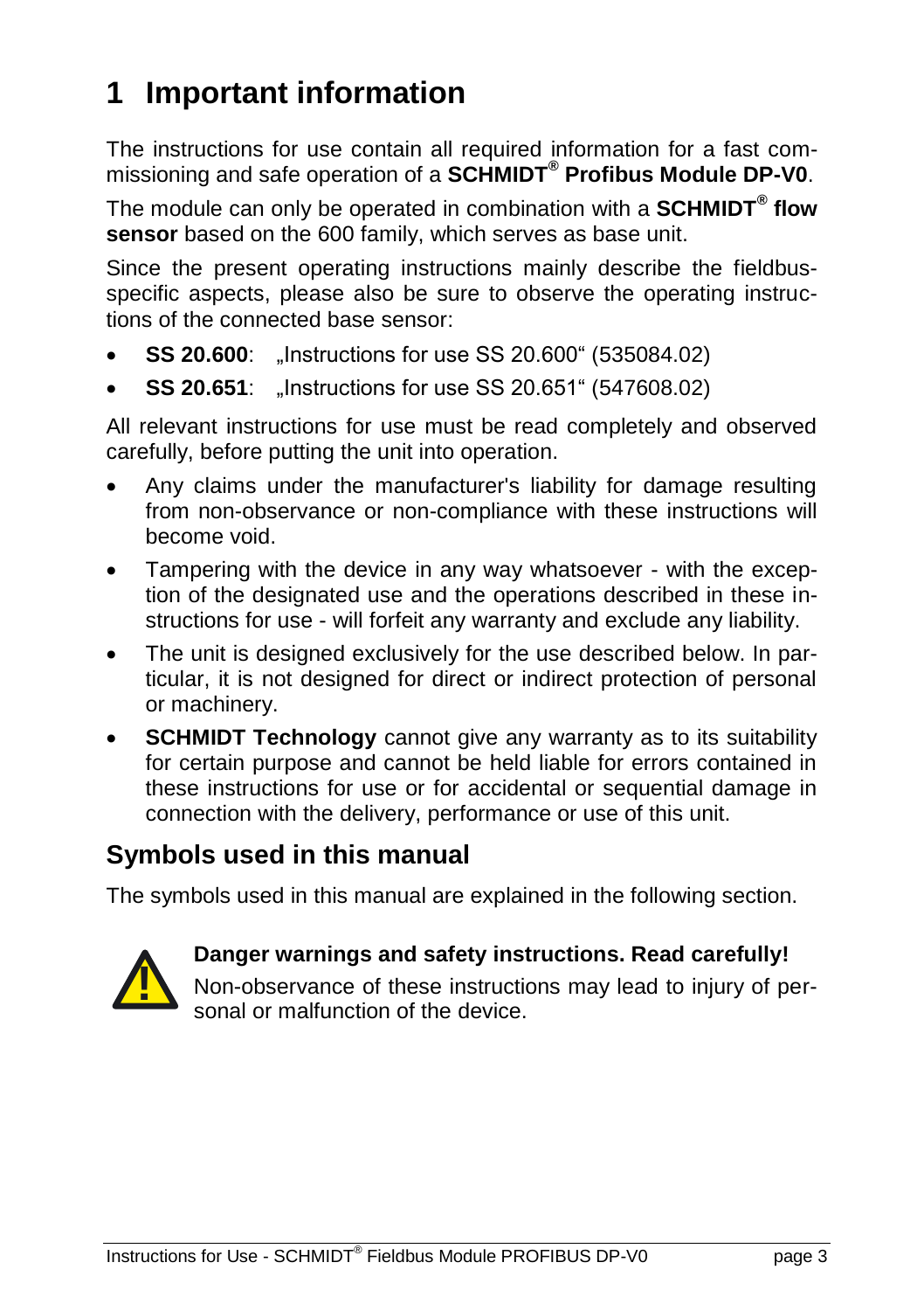# 1 Important information

The instructions for use contain all required information for a fast commissioning and safe operation of a **SCHMIDT® Profibus Module DP-V0**.

The module can only be operated in combination with a **SCHMIDT® flow sensor** based on the 600 family, which serves as base unit.

Since the present operating instructions mainly describe the fieldbus-specific aspects, please also be sure to observe the operating instructions of the connected base sensor:

- **SS 20.600**: „Instructions for use SS 20.600“ (535084.02)
- **SS 20.651**: „Instructions for use SS 20.651“ (547608.02)

All relevant instructions for use must be read completely and observed carefully, before putting the unit into operation.

- Any claims under the manufacturer's liability for damage resulting from non-observance or non-compliance with these instructions will become void.
- Tampering with the device in any way whatsoever - with the exception of the designated use and the operations described in these instructions for use - will forfeit any warranty and exclude any liability.
- The unit is designed exclusively for the use described below. In particular, it is not designed for direct or indirect protection of personal or machinery.
- **SCHMIDT Technology** cannot give any warranty as to its suitability for certain purpose and cannot be held liable for errors contained in these instructions for use or for accidental or sequential damage in connection with the delivery, performance or use of this unit.

## Symbols used in this manual

The symbols used in this manual are explained in the following section.

**Danger warnings and safety instructions. Read carefully!**

Non-observance of these instructions may lead to injury of personal or malfunction of the device.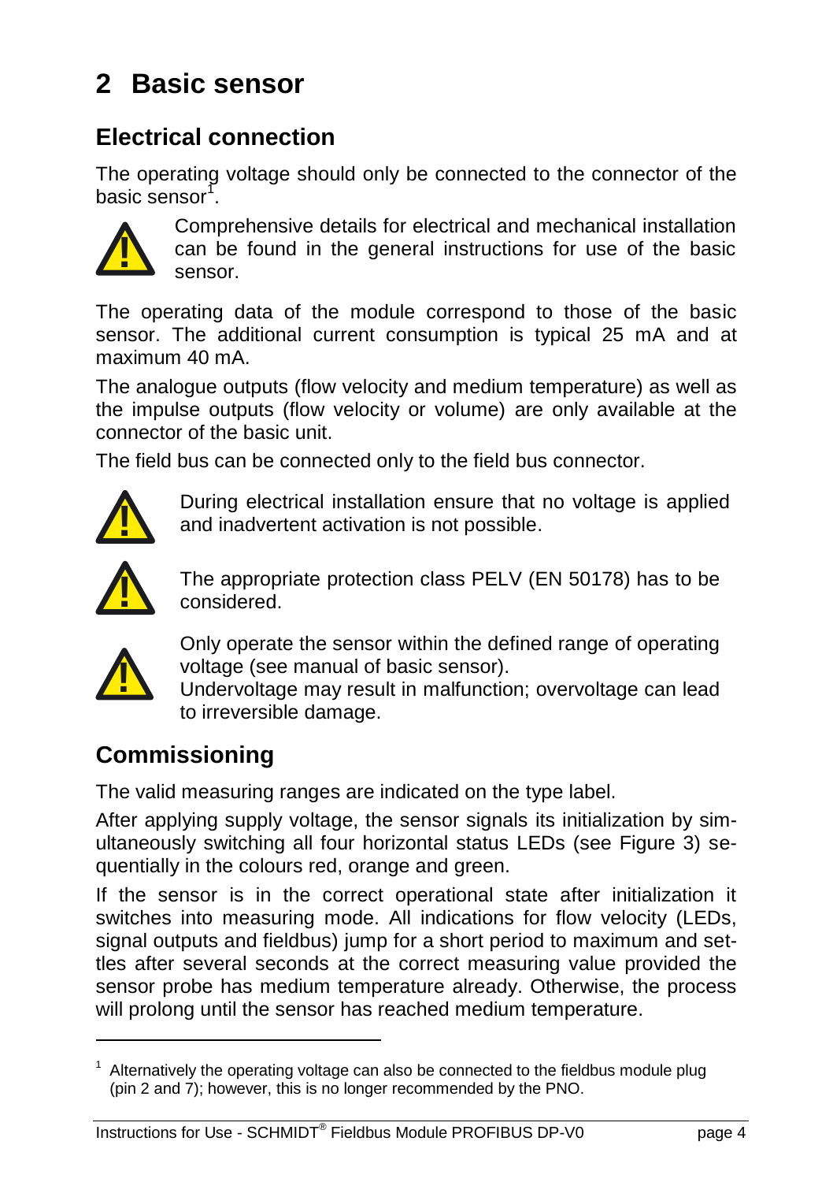# 2 Basic sensor

## Electrical connection

The operating voltage should only be connected to the connector of the basic sensor[1].

Comprehensive details for electrical and mechanical installation can be found in the general instructions for use of the basic sensor.

The operating data of the module correspond to those of the basic sensor. The additional current consumption is typical 25 mA and at maximum 40 mA.

The analogue outputs (flow velocity and medium temperature) as well as the impulse outputs (flow velocity or volume) are only available at the connector of the basic unit.

The field bus can be connected only to the field bus connector.

During electrical installation ensure that no voltage is applied and inadvertent activation is not possible.

The appropriate protection class PELV (EN 50178) has to be considered.

Only operate the sensor within the defined range of operating voltage (see manual of basic sensor).
Undervoltage may result in malfunction; overvoltage can lead to irreversible damage.

## Commissioning

The valid measuring ranges are indicated on the type label.

After applying supply voltage, the sensor signals its initialization by simultaneously switching all four horizontal status LEDs (see Figure 3) sequentially in the colours red, orange and green.

If the sensor is in the correct operational state after initialization it switches into measuring mode. All indications for flow velocity (LEDs, signal outputs and fieldbus) jump for a short period to maximum and settles after several seconds at the correct measuring value provided the sensor probe has medium temperature already. Otherwise, the process will prolong until the sensor has reached medium temperature.

---

[1] Alternatively the operating voltage can also be connected to the fieldbus module plug (pin 2 and 7); however, this is no longer recommended by the PNO.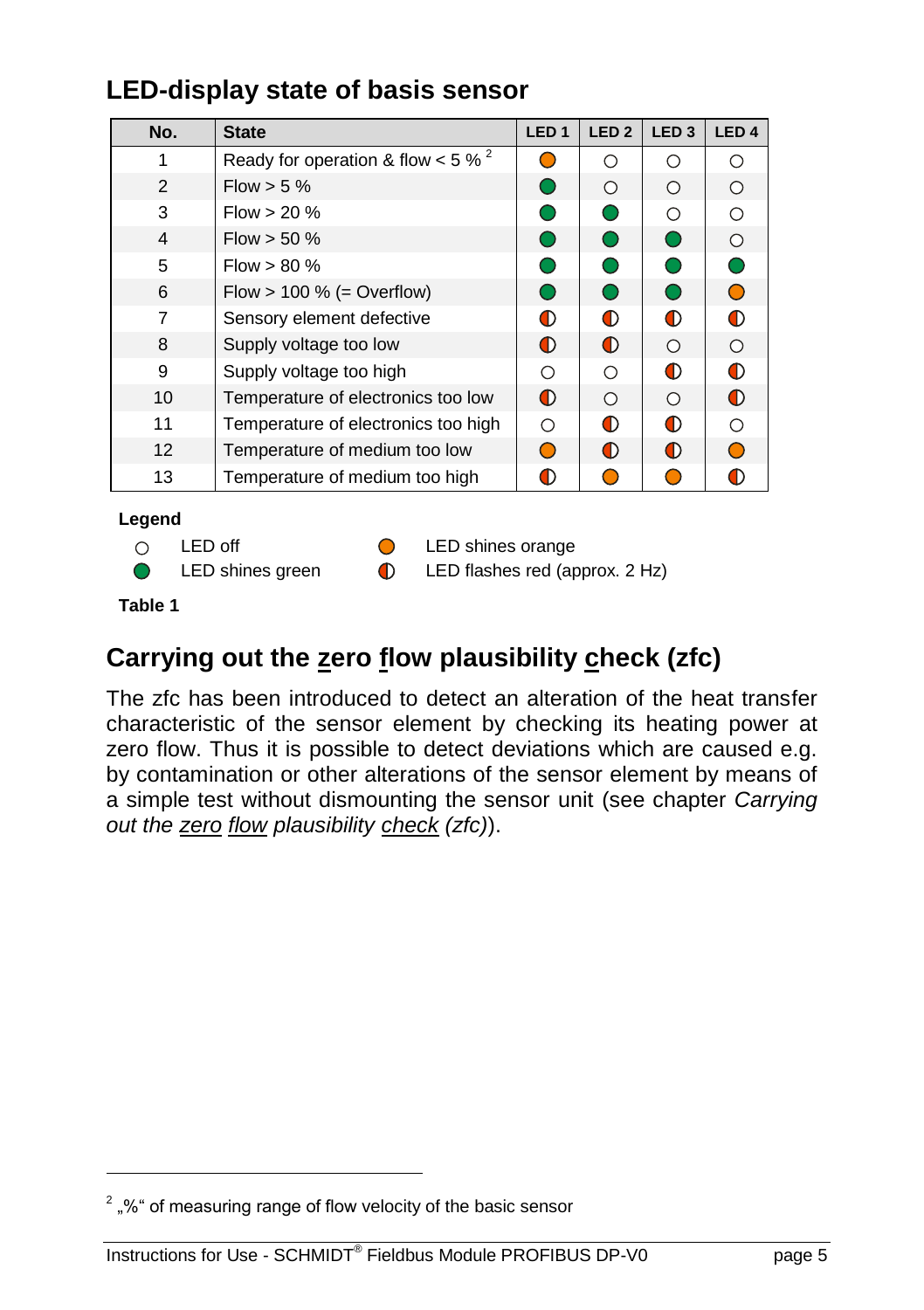## LED-display state of basis sensor

| No. | State | LED 1 | LED 2 | LED 3 | LED 4 |
|---|---|---|---|---|---|
| 1 | Ready for operation & flow < 5 % [2] | orange | off | off | off |
| 2 | Flow > 5 % | green | off | off | off |
| 3 | Flow > 20 % | green | green | off | off |
| 4 | Flow > 50 % | green | green | green | off |
| 5 | Flow > 80 % | green | green | green | green |
| 6 | Flow > 100 % (= Overflow) | green | green | green | orange |
| 7 | Sensory element defective | flashes red | flashes red | flashes red | flashes red |
| 8 | Supply voltage too low | flashes red | flashes red | off | off |
| 9 | Supply voltage too high | off | off | flashes red | flashes red |
| 10 | Temperature of electronics too low | flashes red | off | off | flashes red |
| 11 | Temperature of electronics too high | off | flashes red | flashes red | off |
| 12 | Temperature of medium too low | orange | flashes red | flashes red | orange |
| 13 | Temperature of medium too high | flashes red | orange | orange | flashes red |

**Legend**

- off: LED off
- green: LED shines green
- orange: LED shines orange
- flashes red: LED flashes red (approx. 2 Hz)

**Table 1**

## Carrying out the zero flow plausibility check (zfc)

The zfc has been introduced to detect an alteration of the heat transfer characteristic of the sensor element by checking its heating power at zero flow. Thus it is possible to detect deviations which are caused e.g. by contamination or other alterations of the sensor element by means of a simple test without dismounting the sensor unit (see chapter *Carrying out the zero flow plausibility check (zfc)*).

---

[2] „%" of measuring range of flow velocity of the basic sensor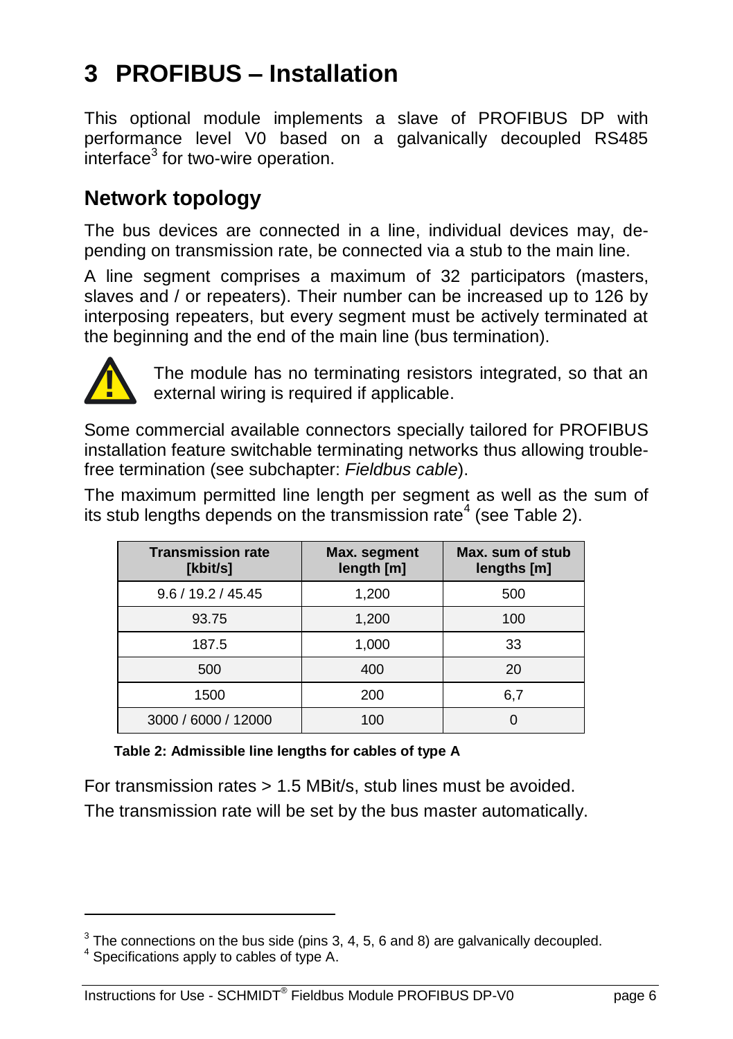# 3 PROFIBUS – Installation

This optional module implements a slave of PROFIBUS DP with performance level V0 based on a galvanically decoupled RS485 interface[3] for two-wire operation.

## Network topology

The bus devices are connected in a line, individual devices may, depending on transmission rate, be connected via a stub to the main line.

A line segment comprises a maximum of 32 participators (masters, slaves and / or repeaters). Their number can be increased up to 126 by interposing repeaters, but every segment must be actively terminated at the beginning and the end of the main line (bus termination).

The module has no terminating resistors integrated, so that an external wiring is required if applicable.

Some commercial available connectors specially tailored for PROFIBUS installation feature switchable terminating networks thus allowing trouble-free termination (see subchapter: *Fieldbus cable*).

The maximum permitted line length per segment as well as the sum of its stub lengths depends on the transmission rate[4] (see Table 2).

| Transmission rate [kbit/s] | Max. segment length [m] | Max. sum of stub lengths [m] |
|---|---|---|
| 9.6 / 19.2 / 45.45 | 1,200 | 500 |
| 93.75 | 1,200 | 100 |
| 187.5 | 1,000 | 33 |
| 500 | 400 | 20 |
| 1500 | 200 | 6,7 |
| 3000 / 6000 / 12000 | 100 | 0 |

**Table 2: Admissible line lengths for cables of type A**

For transmission rates > 1.5 MBit/s, stub lines must be avoided.

The transmission rate will be set by the bus master automatically.

[3] The connections on the bus side (pins 3, 4, 5, 6 and 8) are galvanically decoupled.

[4] Specifications apply to cables of type A.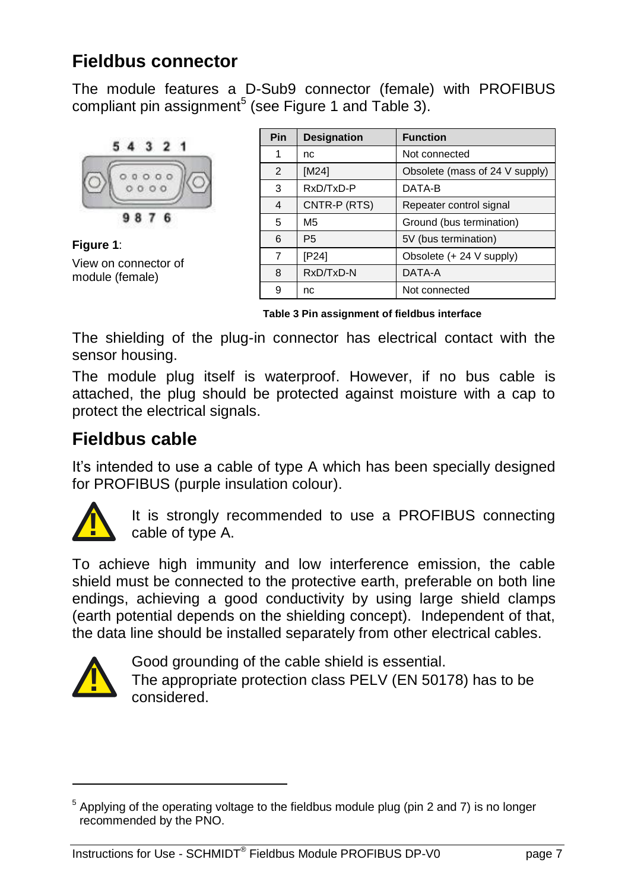## Fieldbus connector

The module features a D-Sub9 connector (female) with PROFIBUS compliant pin assignment[5] (see Figure 1 and Table 3).

**Figure 1**:
View on connector of module (female)

| Pin | Designation | Function |
|---|---|---|
| 1 | nc | Not connected |
| 2 | [M24] | Obsolete (mass of 24 V supply) |
| 3 | RxD/TxD-P | DATA-B |
| 4 | CNTR-P (RTS) | Repeater control signal |
| 5 | M5 | Ground (bus termination) |
| 6 | P5 | 5V (bus termination) |
| 7 | [P24] | Obsolete (+ 24 V supply) |
| 8 | RxD/TxD-N | DATA-A |
| 9 | nc | Not connected |

**Table 3 Pin assignment of fieldbus interface**

The shielding of the plug-in connector has electrical contact with the sensor housing.

The module plug itself is waterproof. However, if no bus cable is attached, the plug should be protected against moisture with a cap to protect the electrical signals.

## Fieldbus cable

It's intended to use a cable of type A which has been specially designed for PROFIBUS (purple insulation colour).

It is strongly recommended to use a PROFIBUS connecting cable of type A.

To achieve high immunity and low interference emission, the cable shield must be connected to the protective earth, preferable on both line endings, achieving a good conductivity by using large shield clamps (earth potential depends on the shielding concept). Independent of that, the data line should be installed separately from other electrical cables.

Good grounding of the cable shield is essential.
The appropriate protection class PELV (EN 50178) has to be considered.

---

[5] Applying of the operating voltage to the fieldbus module plug (pin 2 and 7) is no longer recommended by the PNO.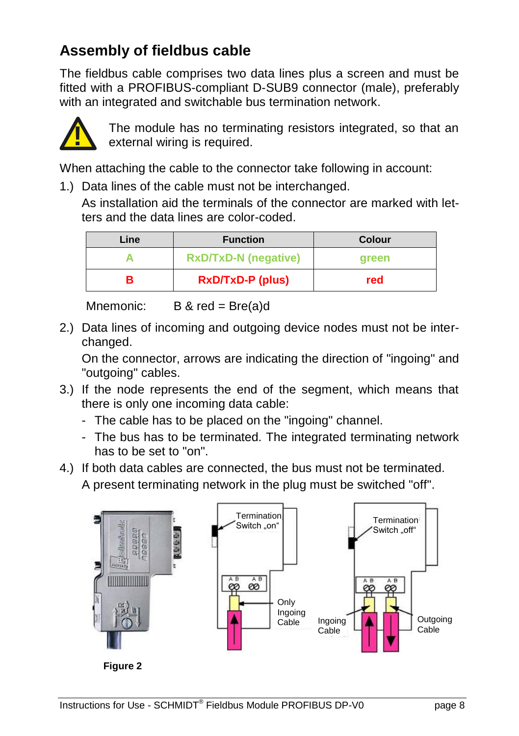# Assembly of fieldbus cable

The fieldbus cable comprises two data lines plus a screen and must be fitted with a PROFIBUS-compliant D-SUB9 connector (male), preferably with an integrated and switchable bus termination network.

The module has no terminating resistors integrated, so that an external wiring is required.

When attaching the cable to the connector take following in account:

1.) Data lines of the cable must not be interchanged.
    As installation aid the terminals of the connector are marked with letters and the data lines are color-coded.

| Line | Function | Colour |
|---|---|---|
| **A** | **RxD/TxD-N (negative)** | **green** |
| **B** | **RxD/TxD-P (plus)** | **red** |

Mnemonic: B & red = Bre(a)d

2.) Data lines of incoming and outgoing device nodes must not be interchanged.
    On the connector, arrows are indicating the direction of "ingoing" and "outgoing" cables.

3.) If the node represents the end of the segment, which means that there is only one incoming data cable:
    - The cable has to be placed on the "ingoing" channel.
    - The bus has to be terminated. The integrated terminating network has to be set to "on".

4.) If both data cables are connected, the bus must not be terminated.
    A present terminating network in the plug must be switched "off".

Termination Switch „on"

Only Ingoing Cable

Termination Switch „off"

Ingoing Cable

Outgoing Cable

**Figure 2**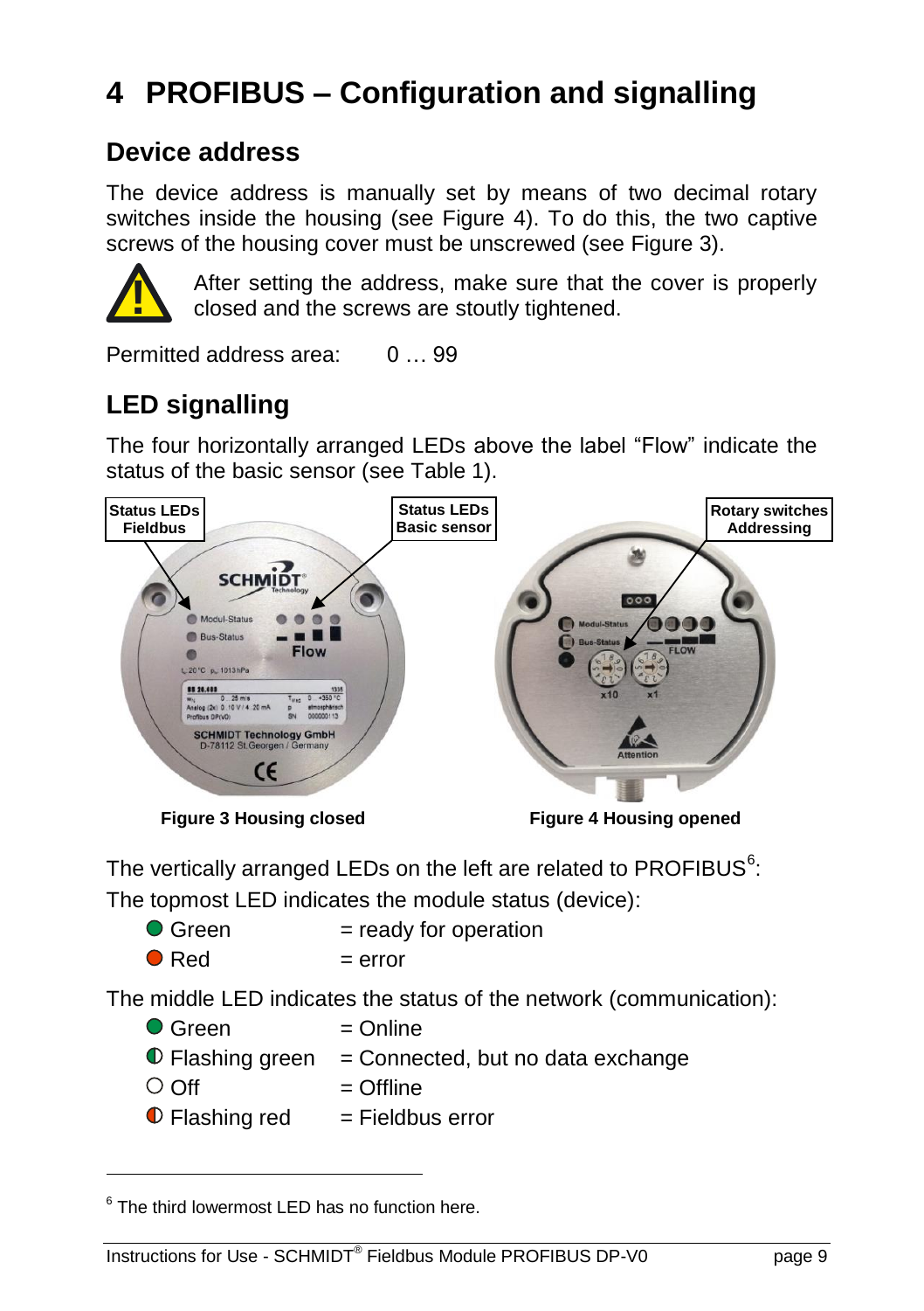# 4 PROFIBUS – Configuration and signalling

## Device address

The device address is manually set by means of two decimal rotary switches inside the housing (see Figure 4). To do this, the two captive screws of the housing cover must be unscrewed (see Figure 3).

After setting the address, make sure that the cover is properly closed and the screws are stoutly tightened.

Permitted address area: 0 … 99

## LED signalling

The four horizontally arranged LEDs above the label "Flow" indicate the status of the basic sensor (see Table 1).

**Figure 3 Housing closed**

**Figure 4 Housing opened**

The vertically arranged LEDs on the left are related to PROFIBUS[6]:

The topmost LED indicates the module status (device):

- Green = ready for operation
- Red = error

The middle LED indicates the status of the network (communication):

- Green = Online
- Flashing green = Connected, but no data exchange
- Off = Offline
- Flashing red = Fieldbus error

[6] The third lowermost LED has no function here.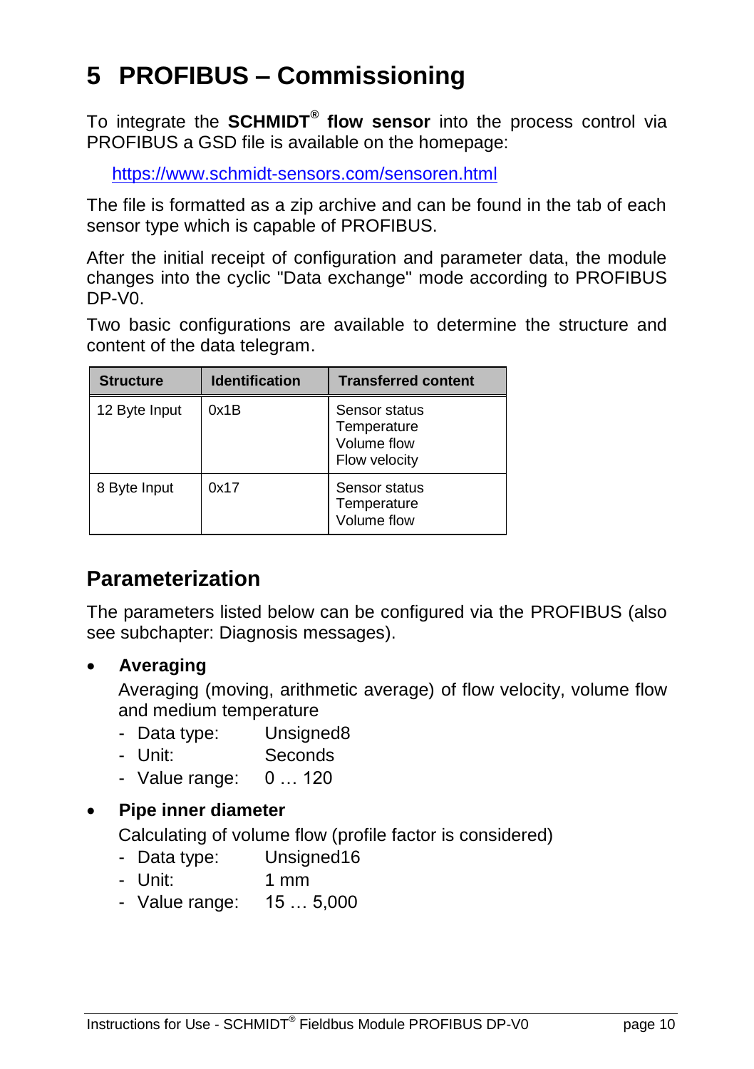# 5 PROFIBUS – Commissioning

To integrate the **SCHMIDT® flow sensor** into the process control via PROFIBUS a GSD file is available on the homepage:

https://www.schmidt-sensors.com/sensoren.html

The file is formatted as a zip archive and can be found in the tab of each sensor type which is capable of PROFIBUS.

After the initial receipt of configuration and parameter data, the module changes into the cyclic "Data exchange" mode according to PROFIBUS DP-V0.

Two basic configurations are available to determine the structure and content of the data telegram.

| Structure | Identification | Transferred content |
|---|---|---|
| 12 Byte Input | 0x1B | Sensor status<br>Temperature<br>Volume flow<br>Flow velocity |
| 8 Byte Input | 0x17 | Sensor status<br>Temperature<br>Volume flow |

## Parameterization

The parameters listed below can be configured via the PROFIBUS (also see subchapter: Diagnosis messages).

- **Averaging**

  Averaging (moving, arithmetic average) of flow velocity, volume flow and medium temperature
  - Data type: Unsigned8
  - Unit: Seconds
  - Value range: 0 … 120

- **Pipe inner diameter**

  Calculating of volume flow (profile factor is considered)
  - Data type: Unsigned16
  - Unit: 1 mm
  - Value range: 15 … 5,000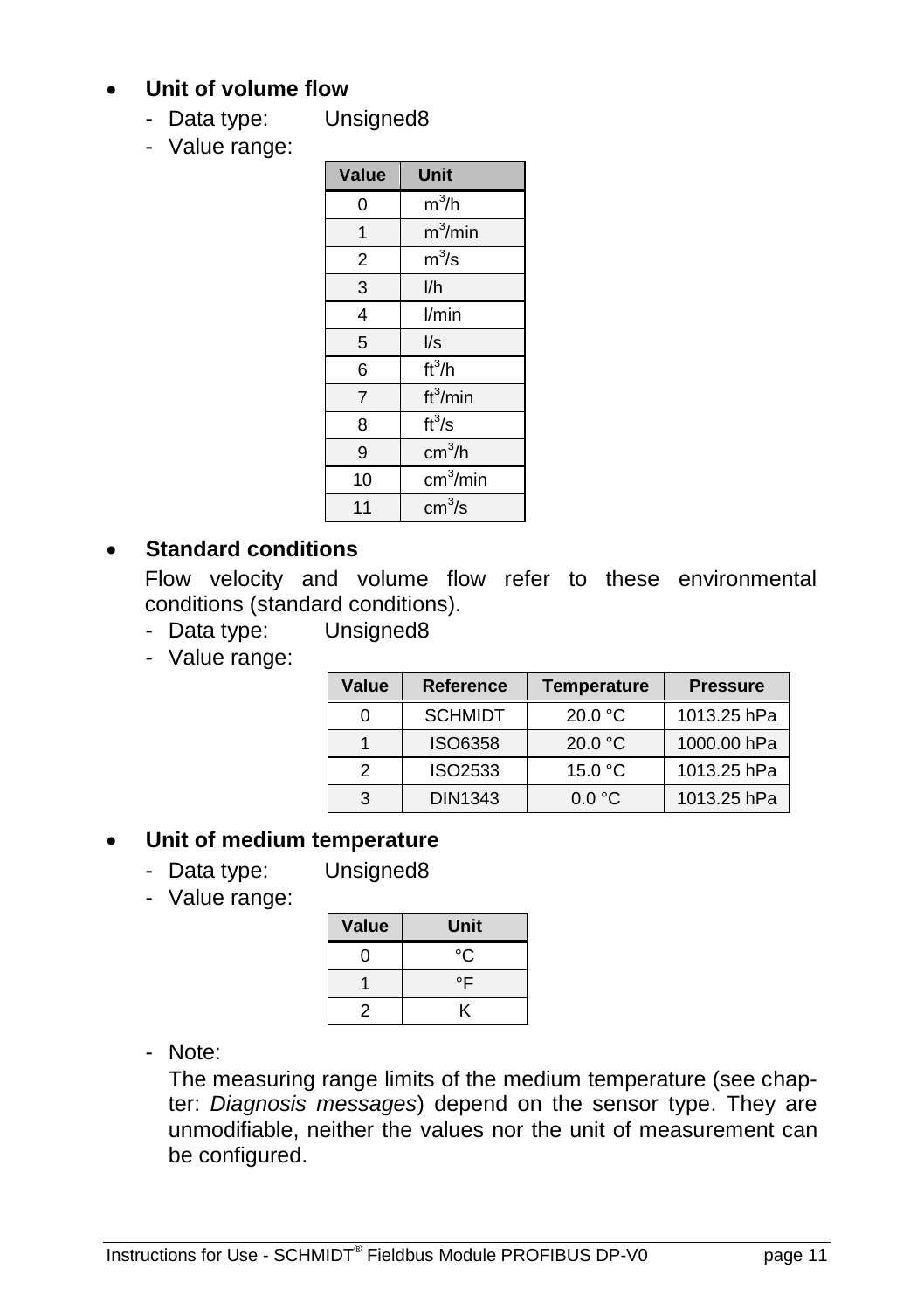- **Unit of volume flow**
  - Data type: Unsigned8
  - Value range:

| Value | Unit |
|---|---|
| 0 | $m^3$/h |
| 1 | $m^3$/min |
| 2 | $m^3$/s |
| 3 | l/h |
| 4 | l/min |
| 5 | l/s |
| 6 | $ft^3$/h |
| 7 | $ft^3$/min |
| 8 | $ft^3$/s |
| 9 | $cm^3$/h |
| 10 | $cm^3$/min |
| 11 | $cm^3$/s |

- **Standard conditions**

  Flow velocity and volume flow refer to these environmental conditions (standard conditions).
  - Data type: Unsigned8
  - Value range:

| Value | Reference | Temperature | Pressure |
|---|---|---|---|
| 0 | SCHMIDT | 20.0 °C | 1013.25 hPa |
| 1 | ISO6358 | 20.0 °C | 1000.00 hPa |
| 2 | ISO2533 | 15.0 °C | 1013.25 hPa |
| 3 | DIN1343 | 0.0 °C | 1013.25 hPa |

- **Unit of medium temperature**
  - Data type: Unsigned8
  - Value range:

| Value | Unit |
|---|---|
| 0 | °C |
| 1 | °F |
| 2 | K |

  - Note:

    The measuring range limits of the medium temperature (see chapter: *Diagnosis messages*) depend on the sensor type. They are unmodifiable, neither the values nor the unit of measurement can be configured.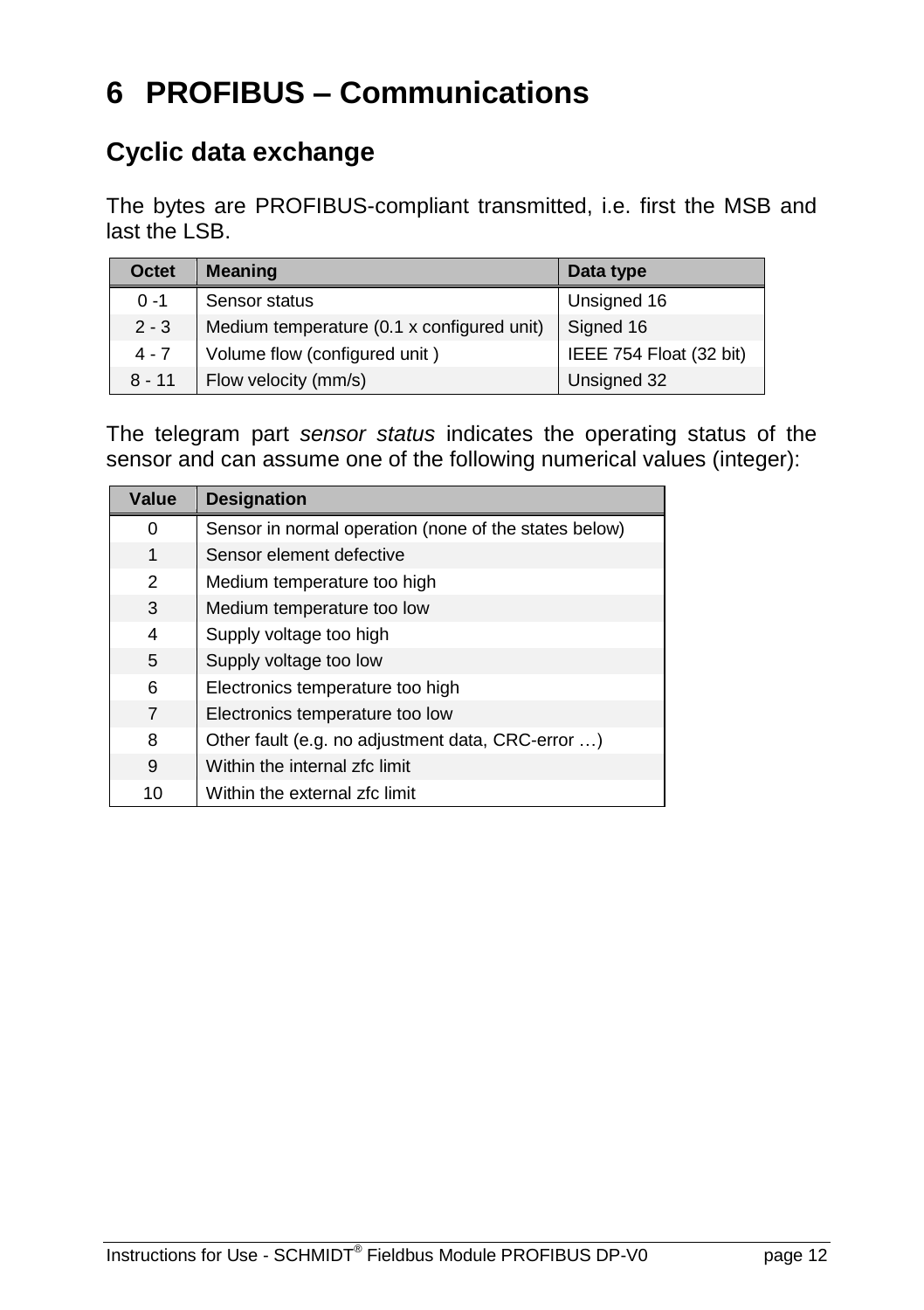# 6 PROFIBUS – Communications

## Cyclic data exchange

The bytes are PROFIBUS-compliant transmitted, i.e. first the MSB and last the LSB.

| Octet | Meaning | Data type |
|---|---|---|
| 0 -1 | Sensor status | Unsigned 16 |
| 2 - 3 | Medium temperature (0.1 x configured unit) | Signed 16 |
| 4 - 7 | Volume flow (configured unit ) | IEEE 754 Float (32 bit) |
| 8 - 11 | Flow velocity (mm/s) | Unsigned 32 |

The telegram part *sensor status* indicates the operating status of the sensor and can assume one of the following numerical values (integer):

| Value | Designation |
|---|---|
| 0 | Sensor in normal operation (none of the states below) |
| 1 | Sensor element defective |
| 2 | Medium temperature too high |
| 3 | Medium temperature too low |
| 4 | Supply voltage too high |
| 5 | Supply voltage too low |
| 6 | Electronics temperature too high |
| 7 | Electronics temperature too low |
| 8 | Other fault (e.g. no adjustment data, CRC-error …) |
| 9 | Within the internal zfc limit |
| 10 | Within the external zfc limit |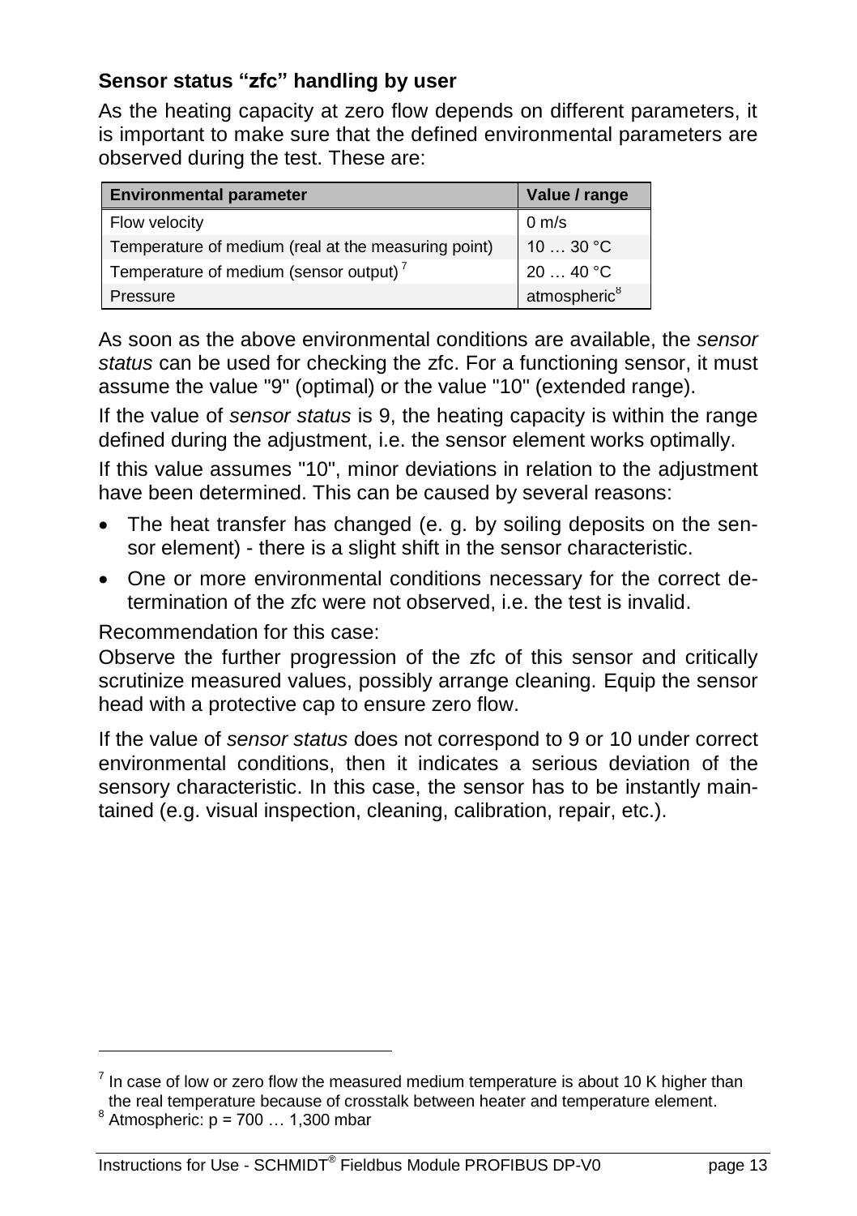### Sensor status "zfc" handling by user

As the heating capacity at zero flow depends on different parameters, it is important to make sure that the defined environmental parameters are observed during the test. These are:

| Environmental parameter | Value / range |
|---|---|
| Flow velocity | 0 m/s |
| Temperature of medium (real at the measuring point) | 10 … 30 °C |
| Temperature of medium (sensor output) [7] | 20 … 40 °C |
| Pressure | atmospheric[8] |

As soon as the above environmental conditions are available, the *sensor status* can be used for checking the zfc. For a functioning sensor, it must assume the value "9" (optimal) or the value "10" (extended range).

If the value of *sensor status* is 9, the heating capacity is within the range defined during the adjustment, i.e. the sensor element works optimally.

If this value assumes "10", minor deviations in relation to the adjustment have been determined. This can be caused by several reasons:

- The heat transfer has changed (e. g. by soiling deposits on the sensor element) - there is a slight shift in the sensor characteristic.
- One or more environmental conditions necessary for the correct determination of the zfc were not observed, i.e. the test is invalid.

Recommendation for this case:
Observe the further progression of the zfc of this sensor and critically scrutinize measured values, possibly arrange cleaning. Equip the sensor head with a protective cap to ensure zero flow.

If the value of *sensor status* does not correspond to 9 or 10 under correct environmental conditions, then it indicates a serious deviation of the sensory characteristic. In this case, the sensor has to be instantly maintained (e.g. visual inspection, cleaning, calibration, repair, etc.).

[7] In case of low or zero flow the measured medium temperature is about 10 K higher than the real temperature because of crosstalk between heater and temperature element.

[8] Atmospheric: p = 700 … 1,300 mbar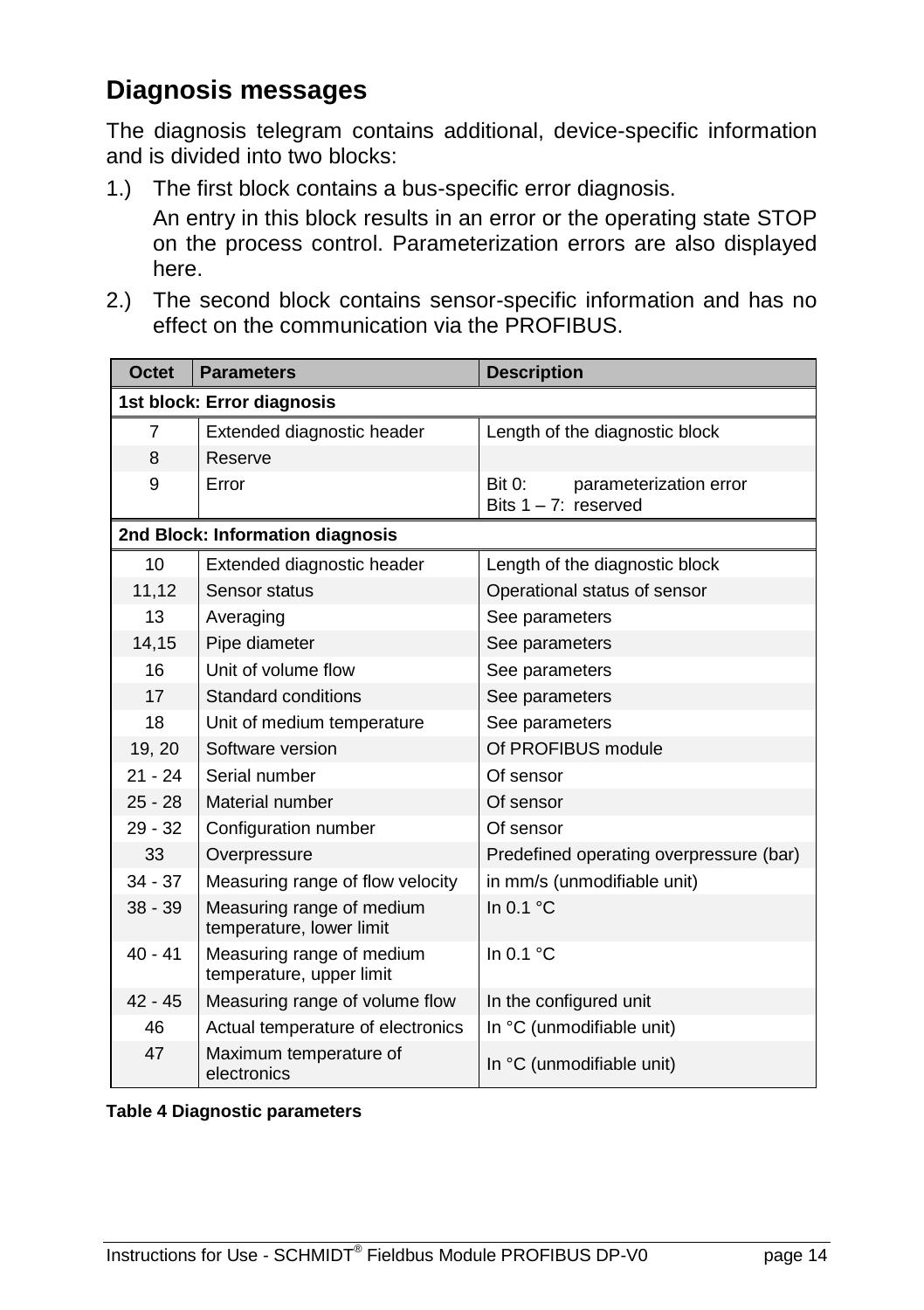## Diagnosis messages

The diagnosis telegram contains additional, device-specific information and is divided into two blocks:

1.) The first block contains a bus-specific error diagnosis.

An entry in this block results in an error or the operating state STOP on the process control. Parameterization errors are also displayed here.

2.) The second block contains sensor-specific information and has no effect on the communication via the PROFIBUS.

| Octet | Parameters | Description |
|---|---|---|
| **1st block: Error diagnosis** | | |
| 7 | Extended diagnostic header | Length of the diagnostic block |
| 8 | Reserve | |
| 9 | Error | Bit 0: parameterization error<br>Bits 1 – 7: reserved |
| **2nd Block: Information diagnosis** | | |
| 10 | Extended diagnostic header | Length of the diagnostic block |
| 11,12 | Sensor status | Operational status of sensor |
| 13 | Averaging | See parameters |
| 14,15 | Pipe diameter | See parameters |
| 16 | Unit of volume flow | See parameters |
| 17 | Standard conditions | See parameters |
| 18 | Unit of medium temperature | See parameters |
| 19, 20 | Software version | Of PROFIBUS module |
| 21 - 24 | Serial number | Of sensor |
| 25 - 28 | Material number | Of sensor |
| 29 - 32 | Configuration number | Of sensor |
| 33 | Overpressure | Predefined operating overpressure (bar) |
| 34 - 37 | Measuring range of flow velocity | in mm/s (unmodifiable unit) |
| 38 - 39 | Measuring range of medium temperature, lower limit | In 0.1 °C |
| 40 - 41 | Measuring range of medium temperature, upper limit | In 0.1 °C |
| 42 - 45 | Measuring range of volume flow | In the configured unit |
| 46 | Actual temperature of electronics | In °C (unmodifiable unit) |
| 47 | Maximum temperature of electronics | In °C (unmodifiable unit) |

**Table 4 Diagnostic parameters**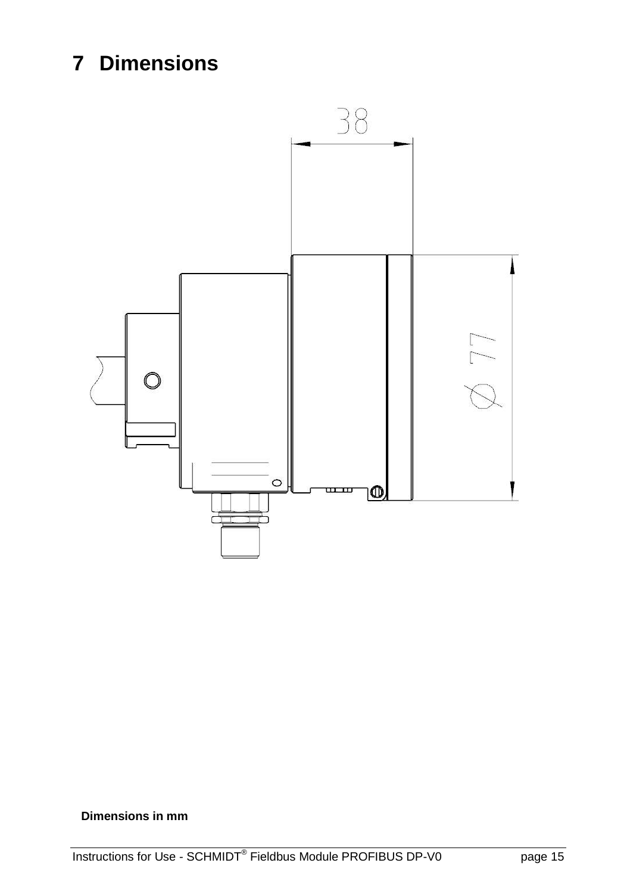# 7 Dimensions

38

Ø 77

**Dimensions in mm**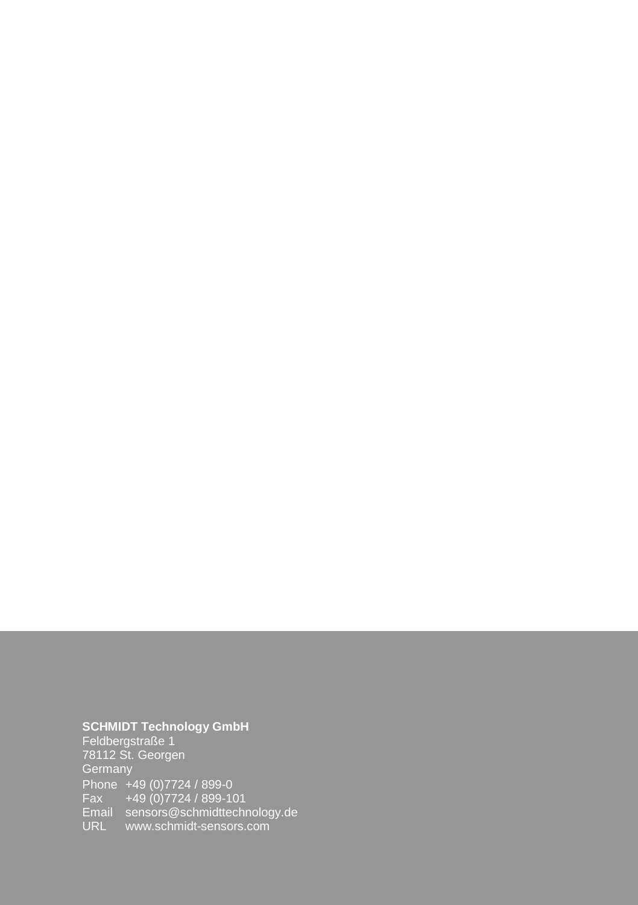**SCHMIDT Technology GmbH**
Feldbergstraße 1
78112 St. Georgen
Germany

| | |
|---|---|
| Phone | +49 (0)7724 / 899-0 |
| Fax | +49 (0)7724 / 899-101 |
| Email | sensors@schmidttechnology.de |
| URL | www.schmidt-sensors.com |